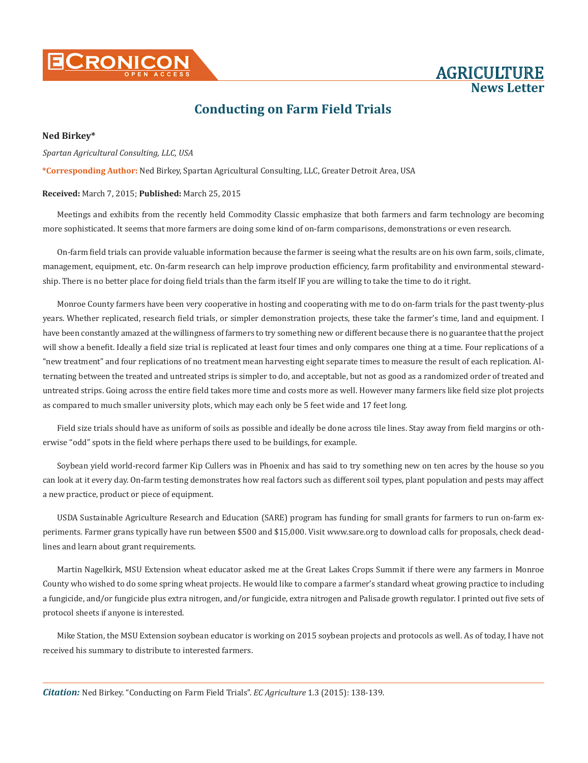# Conducting on Farm Field Trials

**Ned Birkey***

*Spartan Agricultural Consulting, LLC, USA*

***Corresponding Author:** Ned Birkey, Spartan Agricultural Consulting, LLC, Greater Detroit Area, USA

**Received:** March 7, 2015; **Published:** March 25, 2015

Meetings and exhibits from the recently held Commodity Classic emphasize that both farmers and farm technology are becoming more sophisticated. It seems that more farmers are doing some kind of on-farm comparisons, demonstrations or even research.

On-farm field trials can provide valuable information because the farmer is seeing what the results are on his own farm, soils, climate, management, equipment, etc. On-farm research can help improve production efficiency, farm profitability and environmental stewardship. There is no better place for doing field trials than the farm itself IF you are willing to take the time to do it right.

Monroe County farmers have been very cooperative in hosting and cooperating with me to do on-farm trials for the past twenty-plus years. Whether replicated, research field trials, or simpler demonstration projects, these take the farmer's time, land and equipment. I have been constantly amazed at the willingness of farmers to try something new or different because there is no guarantee that the project will show a benefit. Ideally a field size trial is replicated at least four times and only compares one thing at a time. Four replications of a "new treatment" and four replications of no treatment mean harvesting eight separate times to measure the result of each replication. Alternating between the treated and untreated strips is simpler to do, and acceptable, but not as good as a randomized order of treated and untreated strips. Going across the entire field takes more time and costs more as well. However many farmers like field size plot projects as compared to much smaller university plots, which may each only be 5 feet wide and 17 feet long.

Field size trials should have as uniform of soils as possible and ideally be done across tile lines. Stay away from field margins or otherwise "odd" spots in the field where perhaps there used to be buildings, for example.

Soybean yield world-record farmer Kip Cullers was in Phoenix and has said to try something new on ten acres by the house so you can look at it every day. On-farm testing demonstrates how real factors such as different soil types, plant population and pests may affect a new practice, product or piece of equipment.

USDA Sustainable Agriculture Research and Education (SARE) program has funding for small grants for farmers to run on-farm experiments. Farmer grans typically have run between $500 and $15,000. Visit www.sare.org to download calls for proposals, check deadlines and learn about grant requirements.

Martin Nagelkirk, MSU Extension wheat educator asked me at the Great Lakes Crops Summit if there were any farmers in Monroe County who wished to do some spring wheat projects. He would like to compare a farmer's standard wheat growing practice to including a fungicide, and/or fungicide plus extra nitrogen, and/or fungicide, extra nitrogen and Palisade growth regulator. I printed out five sets of protocol sheets if anyone is interested.

Mike Station, the MSU Extension soybean educator is working on 2015 soybean projects and protocols as well. As of today, I have not received his summary to distribute to interested farmers.

***Citation:*** Ned Birkey. "Conducting on Farm Field Trials". *EC Agriculture* 1.3 (2015): 138-139.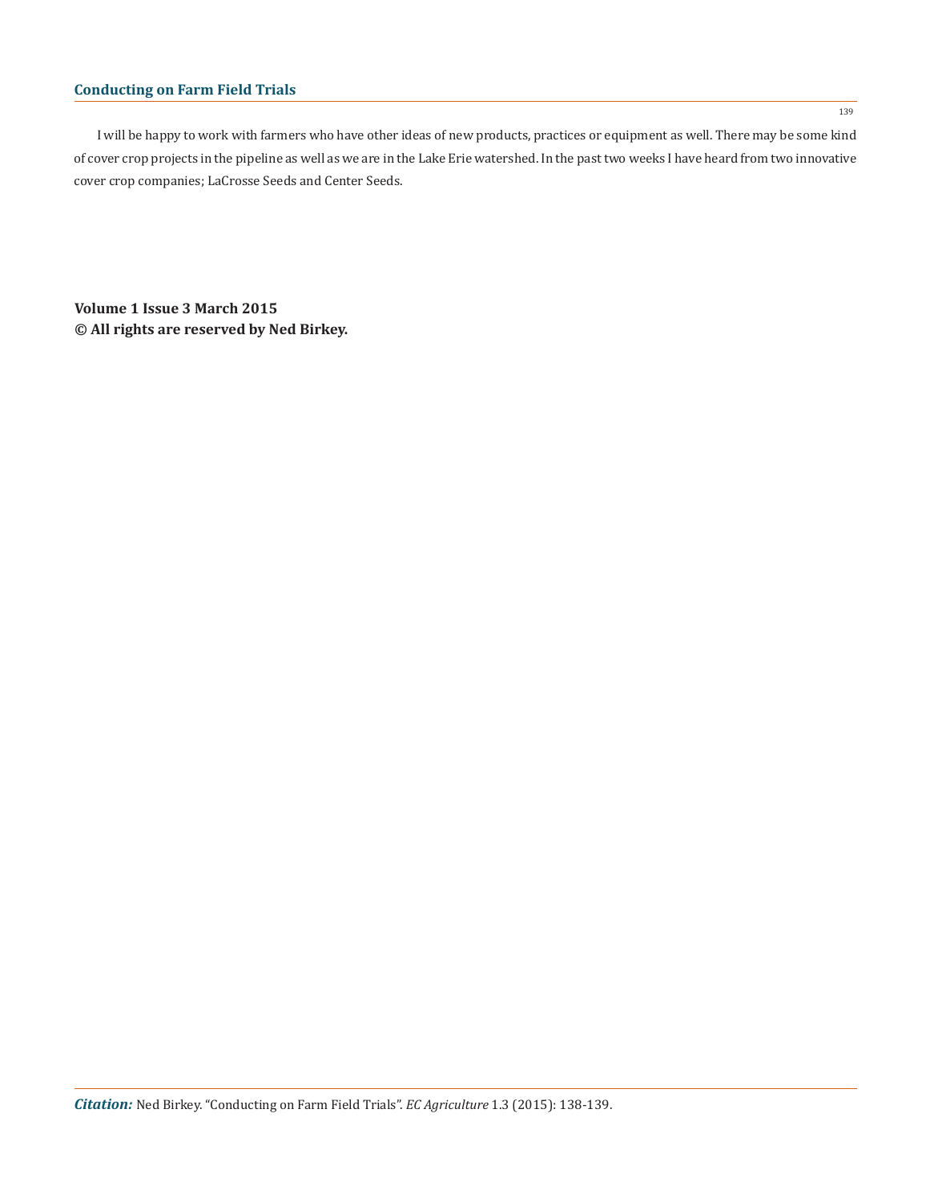I will be happy to work with farmers who have other ideas of new products, practices or equipment as well. There may be some kind of cover crop projects in the pipeline as well as we are in the Lake Erie watershed. In the past two weeks I have heard from two innovative cover crop companies; LaCrosse Seeds and Center Seeds.

**Volume 1 Issue 3 March 2015**
**© All rights are reserved by Ned Birkey.**

***Citation:*** Ned Birkey. "Conducting on Farm Field Trials". *EC Agriculture* 1.3 (2015): 138-139.